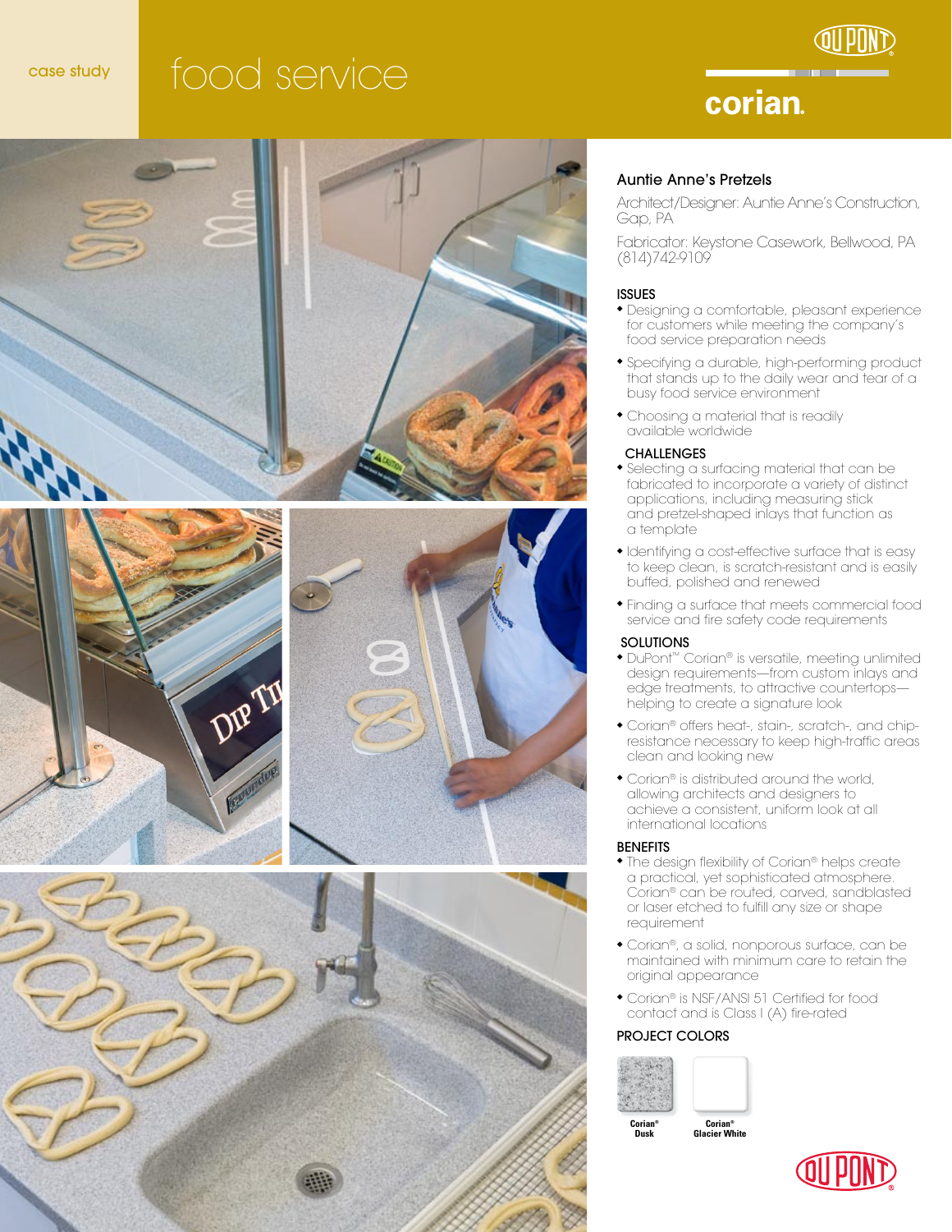case study

# food service

corian.

## Auntie Anne's Pretzels

Architect/Designer: Auntie Anne's Construction, Gap, PA

Fabricator: Keystone Casework, Bellwood, PA (814)742-9109

### ISSUES

- Designing a comfortable, pleasant experience for customers while meeting the company's food service preparation needs
- Specifying a durable, high-performing product that stands up to the daily wear and tear of a busy food service environment
- Choosing a material that is readily available worldwide

### CHALLENGES

- Selecting a surfacing material that can be fabricated to incorporate a variety of distinct applications, including measuring stick and pretzel-shaped inlays that function as a template
- Identifying a cost-effective surface that is easy to keep clean, is scratch-resistant and is easily buffed, polished and renewed
- Finding a surface that meets commercial food service and fire safety code requirements

### SOLUTIONS

- DuPont™ Corian® is versatile, meeting unlimited design requirements—from custom inlays and edge treatments, to attractive countertops—helping to create a signature look
- Corian® offers heat-, stain-, scratch-, and chip-resistance necessary to keep high-traffic areas clean and looking new
- Corian® is distributed around the world, allowing architects and designers to achieve a consistent, uniform look at all international locations

### BENEFITS

- The design flexibility of Corian® helps create a practical, yet sophisticated atmosphere. Corian® can be routed, carved, sandblasted or laser etched to fulfill any size or shape requirement
- Corian®, a solid, nonporous surface, can be maintained with minimum care to retain the original appearance
- Corian® is NSF/ANSI 51 Certified for food contact and is Class I (A) fire-rated

### PROJECT COLORS

**Corian® Dusk**

**Corian® Glacier White**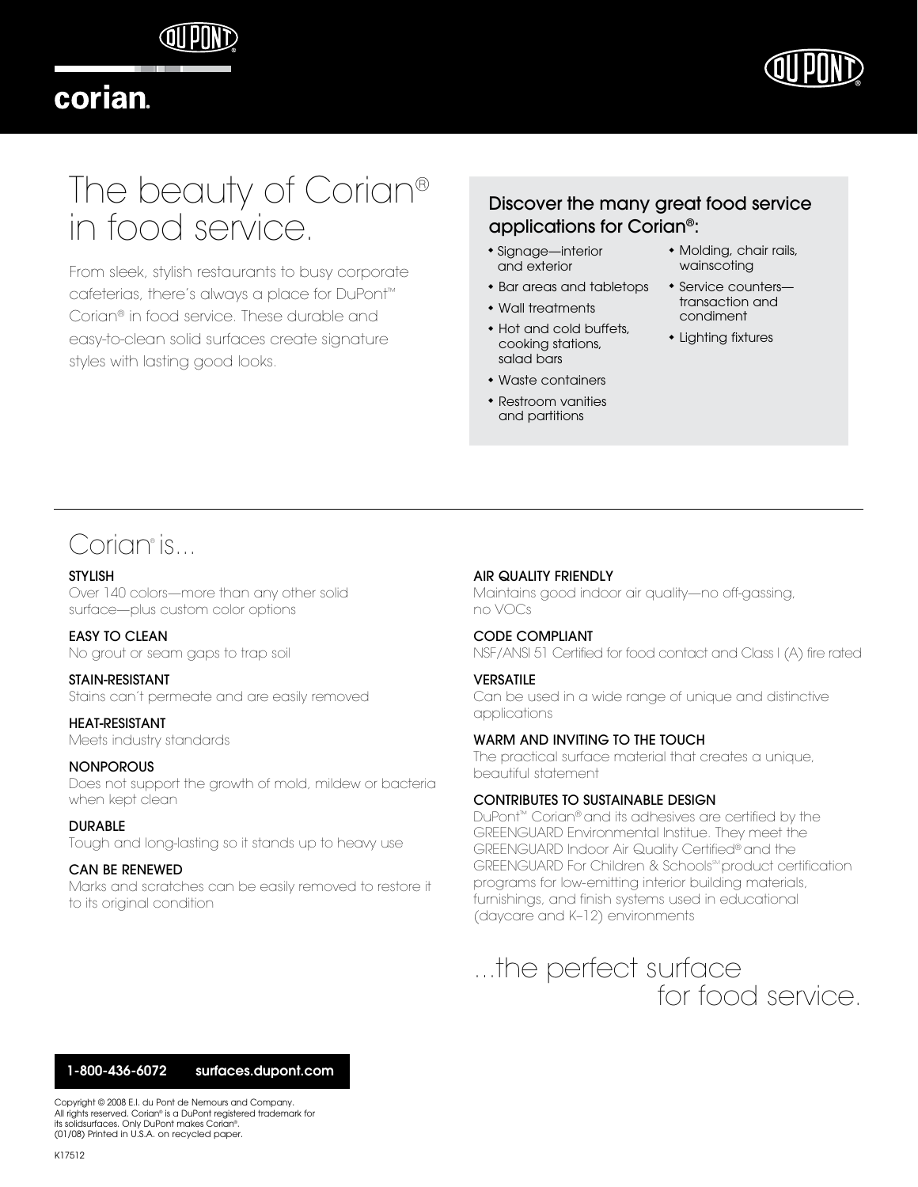corian.

# The beauty of Corian® in food service.

From sleek, stylish restaurants to busy corporate cafeterias, there's always a place for DuPont™ Corian® in food service. These durable and easy-to-clean solid surfaces create signature styles with lasting good looks.

### Discover the many great food service applications for Corian®:

- Signage—interior and exterior
- Bar areas and tabletops
- Wall treatments
- Hot and cold buffets, cooking stations, salad bars
- Waste containers
- Restroom vanities and partitions
- Molding, chair rails, wainscoting
- Service counters—transaction and condiment
- Lighting fixtures

## Corian® is...

**STYLISH**
Over 140 colors—more than any other solid surface—plus custom color options

**EASY TO CLEAN**
No grout or seam gaps to trap soil

**STAIN-RESISTANT**
Stains can't permeate and are easily removed

**HEAT-RESISTANT**
Meets industry standards

**NONPOROUS**
Does not support the growth of mold, mildew or bacteria when kept clean

**DURABLE**
Tough and long-lasting so it stands up to heavy use

**CAN BE RENEWED**
Marks and scratches can be easily removed to restore it to its original condition

**AIR QUALITY FRIENDLY**
Maintains good indoor air quality—no off-gassing, no VOCs

**CODE COMPLIANT**
NSF/ANSI 51 Certified for food contact and Class I (A) fire rated

**VERSATILE**
Can be used in a wide range of unique and distinctive applications

**WARM AND INVITING TO THE TOUCH**
The practical surface material that creates a unique, beautiful statement

**CONTRIBUTES TO SUSTAINABLE DESIGN**
DuPont™ Corian® and its adhesives are certified by the GREENGUARD Environmental Institue. They meet the GREENGUARD Indoor Air Quality Certified® and the GREENGUARD For Children & Schools℠ product certification programs for low-emitting interior building materials, furnishings, and finish systems used in educational (daycare and K–12) environments

...the perfect surface for food service.

**1-800-436-6072 surfaces.dupont.com**

Copyright © 2008 E.I. du Pont de Nemours and Company. All rights reserved. Corian® is a DuPont registered trademark for its solidsurfaces. Only DuPont makes Corian®. (01/08) Printed in U.S.A. on recycled paper.

K17512